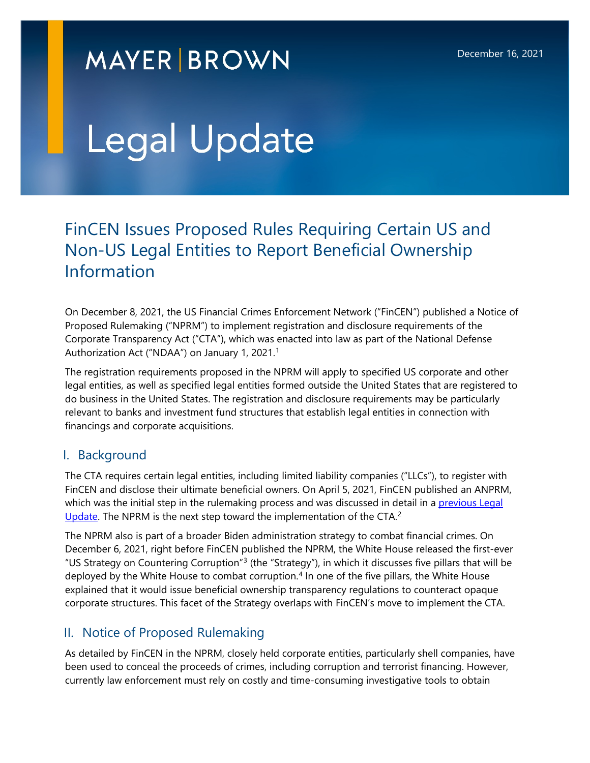MAYER | BROWN

December 16, 2021

# Legal Update

## FinCEN Issues Proposed Rules Requiring Certain US and Non-US Legal Entities to Report Beneficial Ownership Information

On December 8, 2021, the US Financial Crimes Enforcement Network ("FinCEN") published a Notice of Proposed Rulemaking ("NPRM") to implement registration and disclosure requirements of the Corporate Transparency Act ("CTA"), which was enacted into law as part of the National Defense Authorization Act ("NDAA") on January 1, 2021.[1]

The registration requirements proposed in the NPRM will apply to specified US corporate and other legal entities, as well as specified legal entities formed outside the United States that are registered to do business in the United States. The registration and disclosure requirements may be particularly relevant to banks and investment fund structures that establish legal entities in connection with financings and corporate acquisitions.

### I. Background

The CTA requires certain legal entities, including limited liability companies ("LLCs"), to register with FinCEN and disclose their ultimate beneficial owners. On April 5, 2021, FinCEN published an ANPRM, which was the initial step in the rulemaking process and was discussed in detail in a previous Legal Update. The NPRM is the next step toward the implementation of the CTA.[2]

The NPRM also is part of a broader Biden administration strategy to combat financial crimes. On December 6, 2021, right before FinCEN published the NPRM, the White House released the first-ever "US Strategy on Countering Corruption"[3] (the "Strategy"), in which it discusses five pillars that will be deployed by the White House to combat corruption.[4] In one of the five pillars, the White House explained that it would issue beneficial ownership transparency regulations to counteract opaque corporate structures. This facet of the Strategy overlaps with FinCEN's move to implement the CTA.

### II. Notice of Proposed Rulemaking

As detailed by FinCEN in the NPRM, closely held corporate entities, particularly shell companies, have been used to conceal the proceeds of crimes, including corruption and terrorist financing. However, currently law enforcement must rely on costly and time-consuming investigative tools to obtain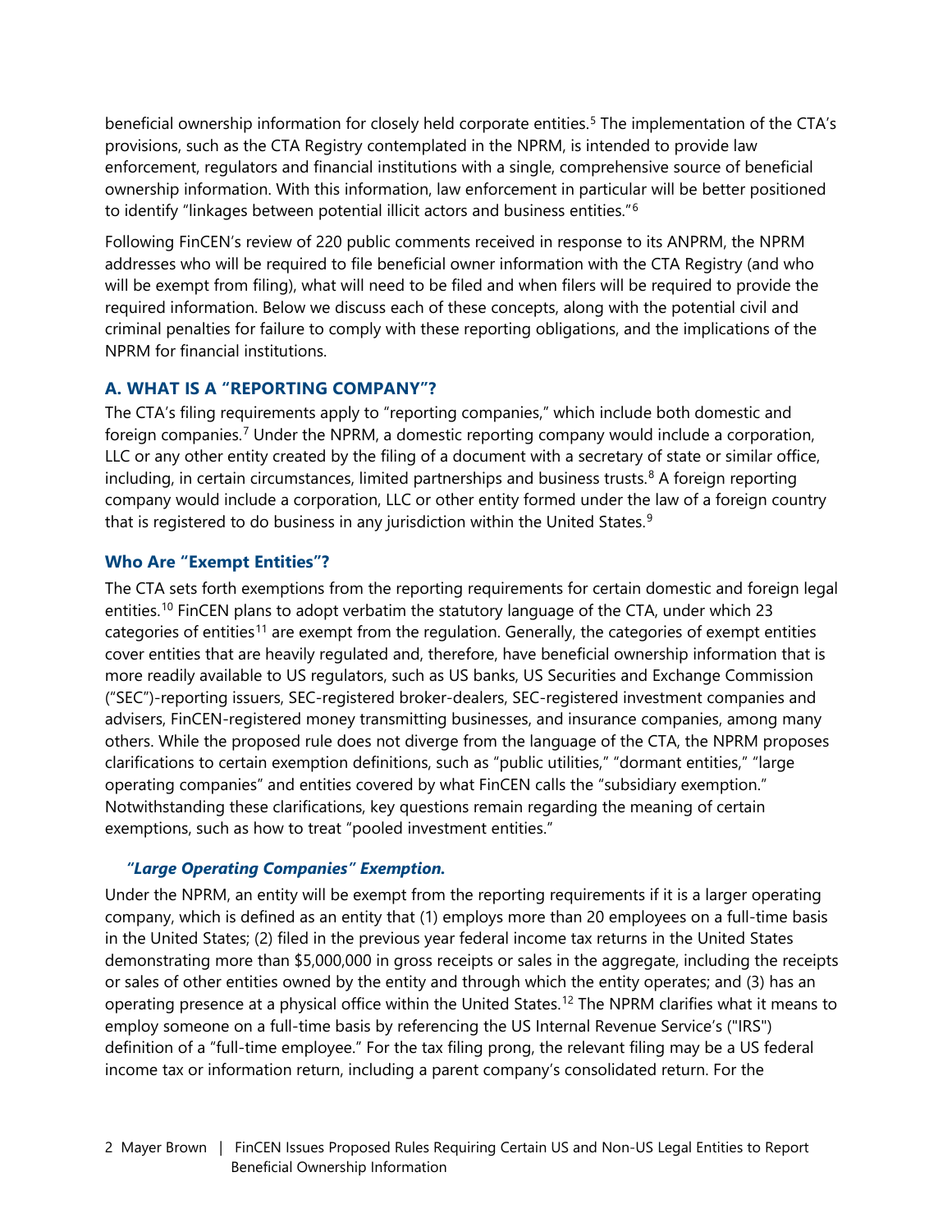beneficial ownership information for closely held corporate entities.[5] The implementation of the CTA's provisions, such as the CTA Registry contemplated in the NPRM, is intended to provide law enforcement, regulators and financial institutions with a single, comprehensive source of beneficial ownership information. With this information, law enforcement in particular will be better positioned to identify "linkages between potential illicit actors and business entities."[6]

Following FinCEN's review of 220 public comments received in response to its ANPRM, the NPRM addresses who will be required to file beneficial owner information with the CTA Registry (and who will be exempt from filing), what will need to be filed and when filers will be required to provide the required information. Below we discuss each of these concepts, along with the potential civil and criminal penalties for failure to comply with these reporting obligations, and the implications of the NPRM for financial institutions.

## A. WHAT IS A "REPORTING COMPANY"?

The CTA's filing requirements apply to "reporting companies," which include both domestic and foreign companies.[7] Under the NPRM, a domestic reporting company would include a corporation, LLC or any other entity created by the filing of a document with a secretary of state or similar office, including, in certain circumstances, limited partnerships and business trusts.[8] A foreign reporting company would include a corporation, LLC or other entity formed under the law of a foreign country that is registered to do business in any jurisdiction within the United States.[9]

### Who Are "Exempt Entities"?

The CTA sets forth exemptions from the reporting requirements for certain domestic and foreign legal entities.[10] FinCEN plans to adopt verbatim the statutory language of the CTA, under which 23 categories of entities[11] are exempt from the regulation. Generally, the categories of exempt entities cover entities that are heavily regulated and, therefore, have beneficial ownership information that is more readily available to US regulators, such as US banks, US Securities and Exchange Commission ("SEC")-reporting issuers, SEC-registered broker-dealers, SEC-registered investment companies and advisers, FinCEN-registered money transmitting businesses, and insurance companies, among many others. While the proposed rule does not diverge from the language of the CTA, the NPRM proposes clarifications to certain exemption definitions, such as "public utilities," "dormant entities," "large operating companies" and entities covered by what FinCEN calls the "subsidiary exemption." Notwithstanding these clarifications, key questions remain regarding the meaning of certain exemptions, such as how to treat "pooled investment entities."

#### *"Large Operating Companies" Exemption.*

Under the NPRM, an entity will be exempt from the reporting requirements if it is a larger operating company, which is defined as an entity that (1) employs more than 20 employees on a full-time basis in the United States; (2) filed in the previous year federal income tax returns in the United States demonstrating more than $5,000,000 in gross receipts or sales in the aggregate, including the receipts or sales of other entities owned by the entity and through which the entity operates; and (3) has an operating presence at a physical office within the United States.[12] The NPRM clarifies what it means to employ someone on a full-time basis by referencing the US Internal Revenue Service's ("IRS") definition of a "full-time employee." For the tax filing prong, the relevant filing may be a US federal income tax or information return, including a parent company's consolidated return. For the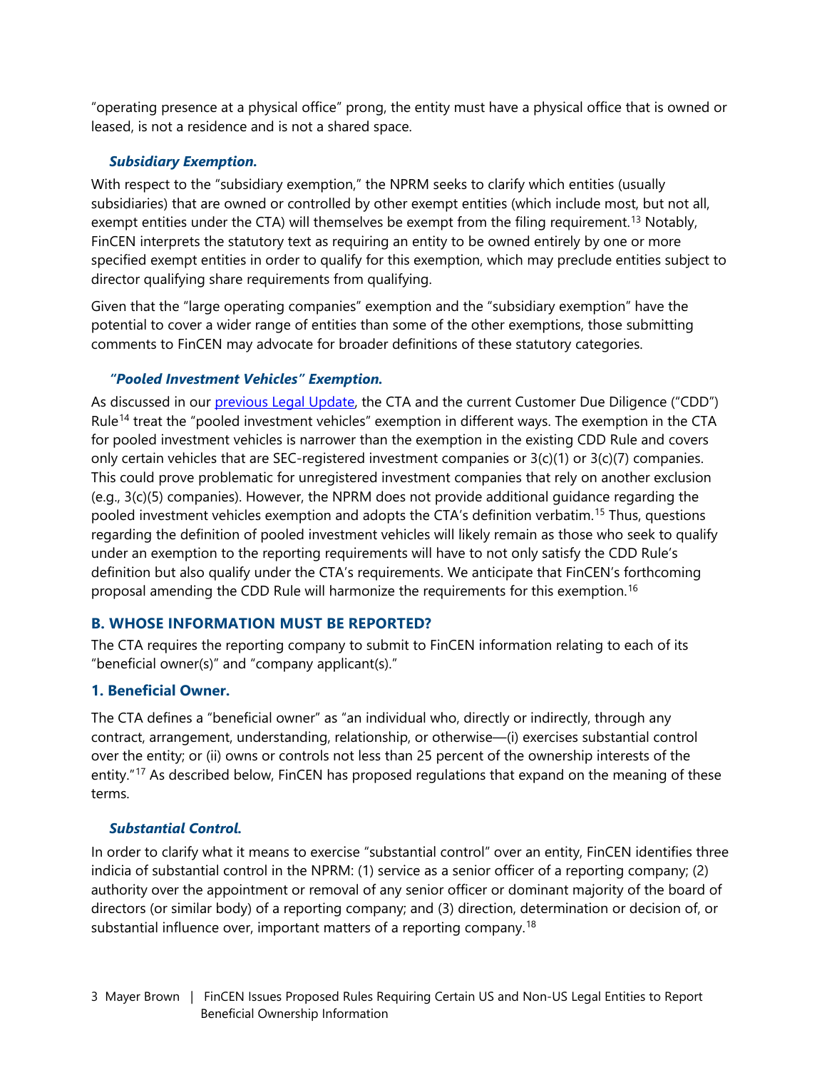"operating presence at a physical office" prong, the entity must have a physical office that is owned or leased, is not a residence and is not a shared space.

***Subsidiary Exemption.***

With respect to the "subsidiary exemption," the NPRM seeks to clarify which entities (usually subsidiaries) that are owned or controlled by other exempt entities (which include most, but not all, exempt entities under the CTA) will themselves be exempt from the filing requirement.[13] Notably, FinCEN interprets the statutory text as requiring an entity to be owned entirely by one or more specified exempt entities in order to qualify for this exemption, which may preclude entities subject to director qualifying share requirements from qualifying.

Given that the "large operating companies" exemption and the "subsidiary exemption" have the potential to cover a wider range of entities than some of the other exemptions, those submitting comments to FinCEN may advocate for broader definitions of these statutory categories.

***"Pooled Investment Vehicles" Exemption.***

As discussed in our previous Legal Update, the CTA and the current Customer Due Diligence ("CDD") Rule[14] treat the "pooled investment vehicles" exemption in different ways. The exemption in the CTA for pooled investment vehicles is narrower than the exemption in the existing CDD Rule and covers only certain vehicles that are SEC-registered investment companies or 3(c)(1) or 3(c)(7) companies. This could prove problematic for unregistered investment companies that rely on another exclusion (e.g., 3(c)(5) companies). However, the NPRM does not provide additional guidance regarding the pooled investment vehicles exemption and adopts the CTA's definition verbatim.[15] Thus, questions regarding the definition of pooled investment vehicles will likely remain as those who seek to qualify under an exemption to the reporting requirements will have to not only satisfy the CDD Rule's definition but also qualify under the CTA's requirements. We anticipate that FinCEN's forthcoming proposal amending the CDD Rule will harmonize the requirements for this exemption.[16]

## B. WHOSE INFORMATION MUST BE REPORTED?

The CTA requires the reporting company to submit to FinCEN information relating to each of its "beneficial owner(s)" and "company applicant(s)."

### 1. Beneficial Owner.

The CTA defines a "beneficial owner" as "an individual who, directly or indirectly, through any contract, arrangement, understanding, relationship, or otherwise—(i) exercises substantial control over the entity; or (ii) owns or controls not less than 25 percent of the ownership interests of the entity."[17] As described below, FinCEN has proposed regulations that expand on the meaning of these terms.

***Substantial Control.***

In order to clarify what it means to exercise "substantial control" over an entity, FinCEN identifies three indicia of substantial control in the NPRM: (1) service as a senior officer of a reporting company; (2) authority over the appointment or removal of any senior officer or dominant majority of the board of directors (or similar body) of a reporting company; and (3) direction, determination or decision of, or substantial influence over, important matters of a reporting company.[18]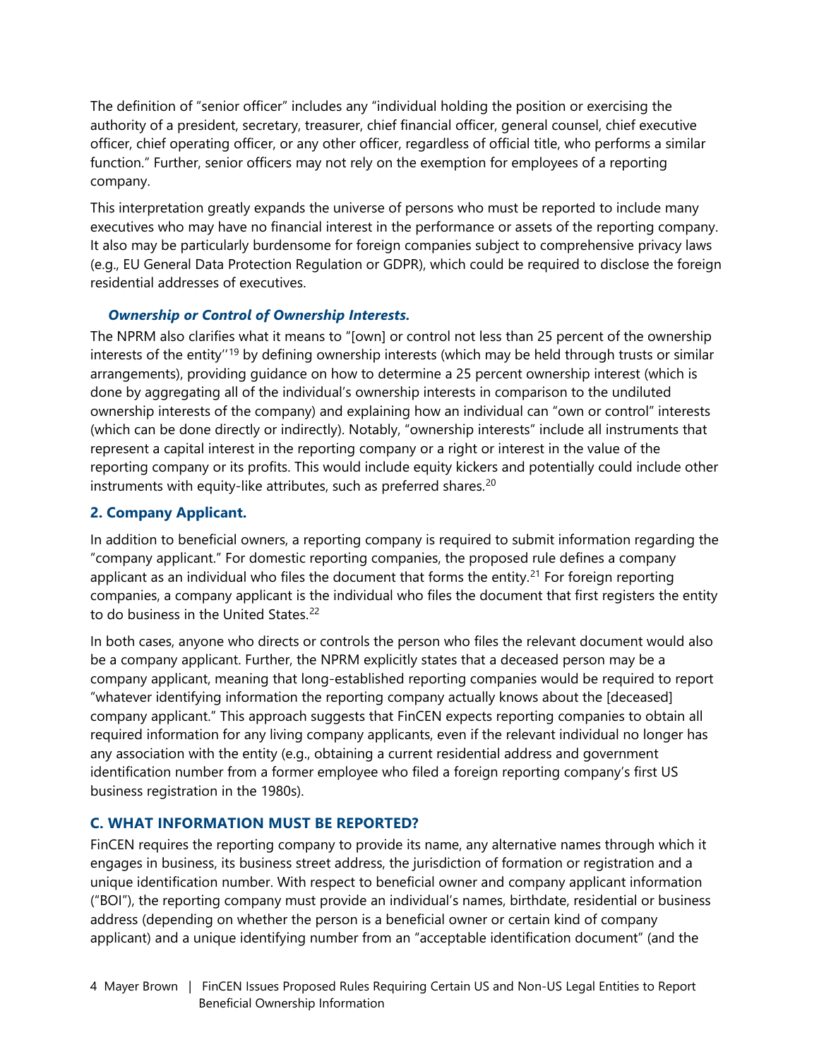The definition of "senior officer" includes any "individual holding the position or exercising the authority of a president, secretary, treasurer, chief financial officer, general counsel, chief executive officer, chief operating officer, or any other officer, regardless of official title, who performs a similar function." Further, senior officers may not rely on the exemption for employees of a reporting company.

This interpretation greatly expands the universe of persons who must be reported to include many executives who may have no financial interest in the performance or assets of the reporting company. It also may be particularly burdensome for foreign companies subject to comprehensive privacy laws (e.g., EU General Data Protection Regulation or GDPR), which could be required to disclose the foreign residential addresses of executives.

***Ownership or Control of Ownership Interests.***

The NPRM also clarifies what it means to "[own] or control not less than 25 percent of the ownership interests of the entity''[19] by defining ownership interests (which may be held through trusts or similar arrangements), providing guidance on how to determine a 25 percent ownership interest (which is done by aggregating all of the individual's ownership interests in comparison to the undiluted ownership interests of the company) and explaining how an individual can "own or control" interests (which can be done directly or indirectly). Notably, "ownership interests" include all instruments that represent a capital interest in the reporting company or a right or interest in the value of the reporting company or its profits. This would include equity kickers and potentially could include other instruments with equity-like attributes, such as preferred shares.[20]

### 2. Company Applicant.

In addition to beneficial owners, a reporting company is required to submit information regarding the "company applicant." For domestic reporting companies, the proposed rule defines a company applicant as an individual who files the document that forms the entity.[21] For foreign reporting companies, a company applicant is the individual who files the document that first registers the entity to do business in the United States.[22]

In both cases, anyone who directs or controls the person who files the relevant document would also be a company applicant. Further, the NPRM explicitly states that a deceased person may be a company applicant, meaning that long-established reporting companies would be required to report "whatever identifying information the reporting company actually knows about the [deceased] company applicant." This approach suggests that FinCEN expects reporting companies to obtain all required information for any living company applicants, even if the relevant individual no longer has any association with the entity (e.g., obtaining a current residential address and government identification number from a former employee who filed a foreign reporting company's first US business registration in the 1980s).

## C. WHAT INFORMATION MUST BE REPORTED?

FinCEN requires the reporting company to provide its name, any alternative names through which it engages in business, its business street address, the jurisdiction of formation or registration and a unique identification number. With respect to beneficial owner and company applicant information ("BOI"), the reporting company must provide an individual's names, birthdate, residential or business address (depending on whether the person is a beneficial owner or certain kind of company applicant) and a unique identifying number from an "acceptable identification document" (and the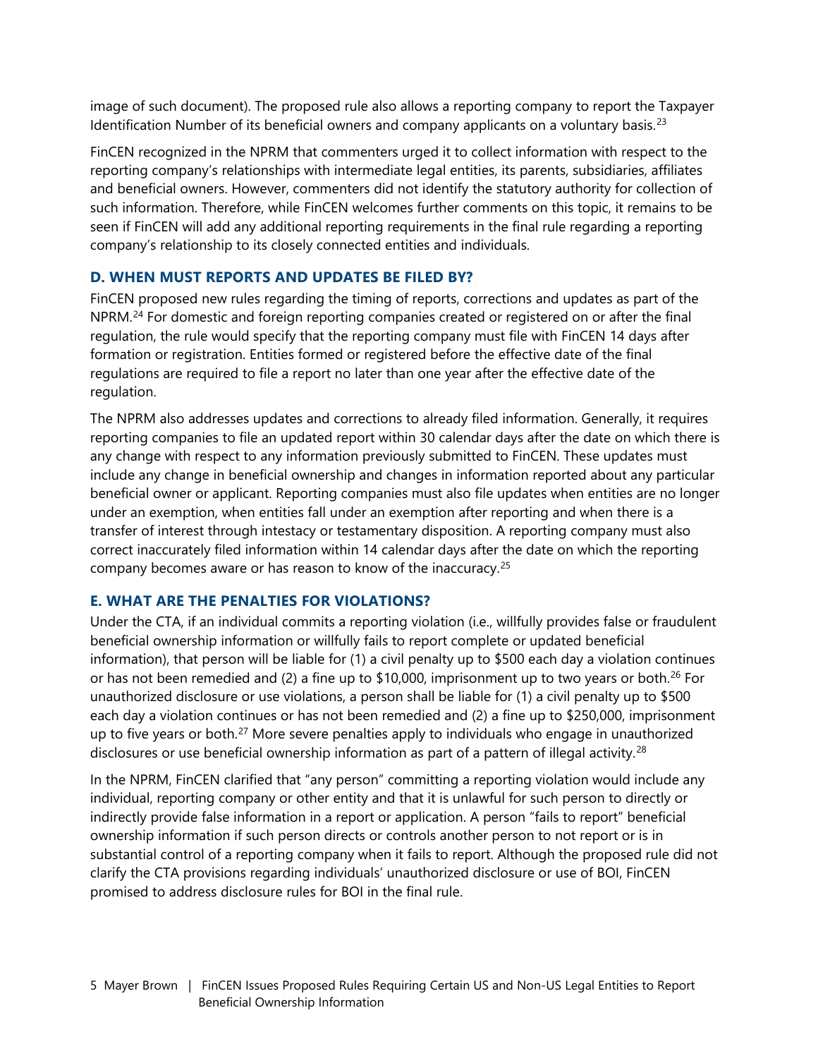image of such document). The proposed rule also allows a reporting company to report the Taxpayer Identification Number of its beneficial owners and company applicants on a voluntary basis.[23]

FinCEN recognized in the NPRM that commenters urged it to collect information with respect to the reporting company's relationships with intermediate legal entities, its parents, subsidiaries, affiliates and beneficial owners. However, commenters did not identify the statutory authority for collection of such information. Therefore, while FinCEN welcomes further comments on this topic, it remains to be seen if FinCEN will add any additional reporting requirements in the final rule regarding a reporting company's relationship to its closely connected entities and individuals.

### D. WHEN MUST REPORTS AND UPDATES BE FILED BY?

FinCEN proposed new rules regarding the timing of reports, corrections and updates as part of the NPRM.[24] For domestic and foreign reporting companies created or registered on or after the final regulation, the rule would specify that the reporting company must file with FinCEN 14 days after formation or registration. Entities formed or registered before the effective date of the final regulations are required to file a report no later than one year after the effective date of the regulation.

The NPRM also addresses updates and corrections to already filed information. Generally, it requires reporting companies to file an updated report within 30 calendar days after the date on which there is any change with respect to any information previously submitted to FinCEN. These updates must include any change in beneficial ownership and changes in information reported about any particular beneficial owner or applicant. Reporting companies must also file updates when entities are no longer under an exemption, when entities fall under an exemption after reporting and when there is a transfer of interest through intestacy or testamentary disposition. A reporting company must also correct inaccurately filed information within 14 calendar days after the date on which the reporting company becomes aware or has reason to know of the inaccuracy.[25]

### E. WHAT ARE THE PENALTIES FOR VIOLATIONS?

Under the CTA, if an individual commits a reporting violation (i.e., willfully provides false or fraudulent beneficial ownership information or willfully fails to report complete or updated beneficial information), that person will be liable for (1) a civil penalty up to $500 each day a violation continues or has not been remedied and (2) a fine up to $10,000, imprisonment up to two years or both.[26] For unauthorized disclosure or use violations, a person shall be liable for (1) a civil penalty up to $500 each day a violation continues or has not been remedied and (2) a fine up to $250,000, imprisonment up to five years or both.[27] More severe penalties apply to individuals who engage in unauthorized disclosures or use beneficial ownership information as part of a pattern of illegal activity.[28]

In the NPRM, FinCEN clarified that "any person" committing a reporting violation would include any individual, reporting company or other entity and that it is unlawful for such person to directly or indirectly provide false information in a report or application. A person "fails to report" beneficial ownership information if such person directs or controls another person to not report or is in substantial control of a reporting company when it fails to report. Although the proposed rule did not clarify the CTA provisions regarding individuals' unauthorized disclosure or use of BOI, FinCEN promised to address disclosure rules for BOI in the final rule.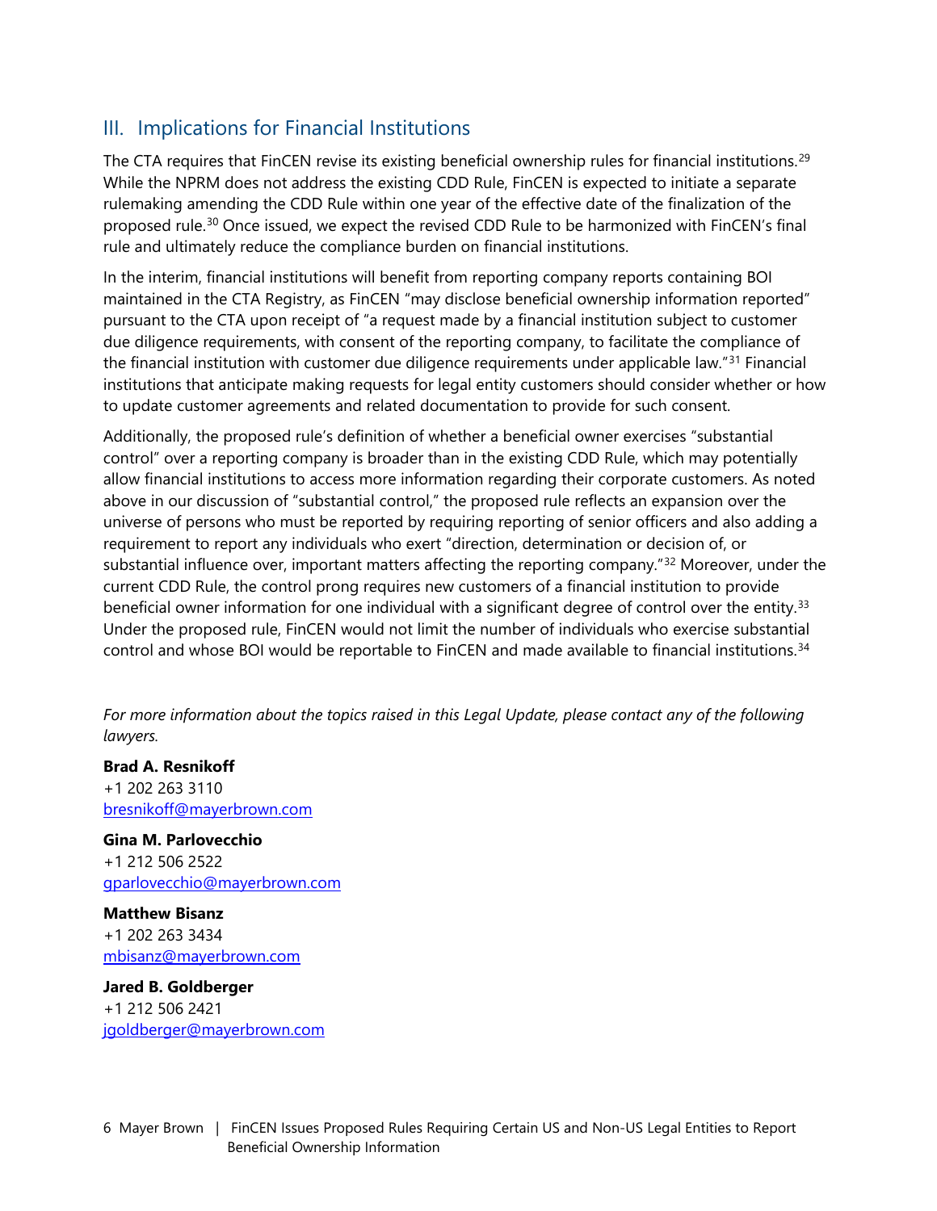## III. Implications for Financial Institutions

The CTA requires that FinCEN revise its existing beneficial ownership rules for financial institutions.[29] While the NPRM does not address the existing CDD Rule, FinCEN is expected to initiate a separate rulemaking amending the CDD Rule within one year of the effective date of the finalization of the proposed rule.[30] Once issued, we expect the revised CDD Rule to be harmonized with FinCEN's final rule and ultimately reduce the compliance burden on financial institutions.

In the interim, financial institutions will benefit from reporting company reports containing BOI maintained in the CTA Registry, as FinCEN "may disclose beneficial ownership information reported" pursuant to the CTA upon receipt of "a request made by a financial institution subject to customer due diligence requirements, with consent of the reporting company, to facilitate the compliance of the financial institution with customer due diligence requirements under applicable law."[31] Financial institutions that anticipate making requests for legal entity customers should consider whether or how to update customer agreements and related documentation to provide for such consent.

Additionally, the proposed rule's definition of whether a beneficial owner exercises "substantial control" over a reporting company is broader than in the existing CDD Rule, which may potentially allow financial institutions to access more information regarding their corporate customers. As noted above in our discussion of "substantial control," the proposed rule reflects an expansion over the universe of persons who must be reported by requiring reporting of senior officers and also adding a requirement to report any individuals who exert "direction, determination or decision of, or substantial influence over, important matters affecting the reporting company."[32] Moreover, under the current CDD Rule, the control prong requires new customers of a financial institution to provide beneficial owner information for one individual with a significant degree of control over the entity.[33] Under the proposed rule, FinCEN would not limit the number of individuals who exercise substantial control and whose BOI would be reportable to FinCEN and made available to financial institutions.[34]

*For more information about the topics raised in this Legal Update, please contact any of the following lawyers.*

**Brad A. Resnikoff**
+1 202 263 3110
bresnikoff@mayerbrown.com

**Gina M. Parlovecchio**
+1 212 506 2522
gparlovecchio@mayerbrown.com

**Matthew Bisanz**
+1 202 263 3434
mbisanz@mayerbrown.com

**Jared B. Goldberger**
+1 212 506 2421
jgoldberger@mayerbrown.com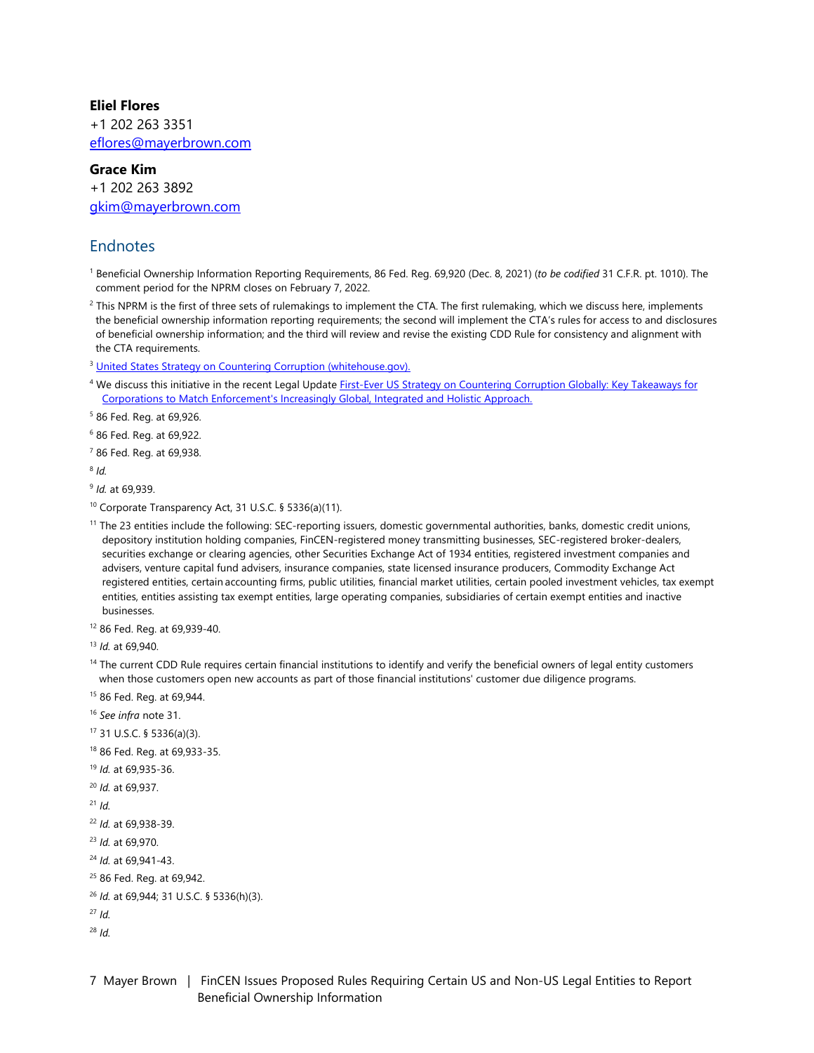**Eliel Flores**
+1 202 263 3351
[eflores@mayerbrown.com](mailto:eflores@mayerbrown.com)

**Grace Kim**
+1 202 263 3892
[gkim@mayerbrown.com](mailto:gkim@mayerbrown.com)

## Endnotes

[1] Beneficial Ownership Information Reporting Requirements, 86 Fed. Reg. 69,920 (Dec. 8, 2021) (*to be codified* 31 C.F.R. pt. 1010). The comment period for the NPRM closes on February 7, 2022.

[2] This NPRM is the first of three sets of rulemakings to implement the CTA. The first rulemaking, which we discuss here, implements the beneficial ownership information reporting requirements; the second will implement the CTA's rules for access to and disclosures of beneficial ownership information; and the third will review and revise the existing CDD Rule for consistency and alignment with the CTA requirements.

[3] United States Strategy on Countering Corruption (whitehouse.gov).

[4] We discuss this initiative in the recent Legal Update First-Ever US Strategy on Countering Corruption Globally: Key Takeaways for Corporations to Match Enforcement's Increasingly Global, Integrated and Holistic Approach.

[5] 86 Fed. Reg. at 69,926.

[6] 86 Fed. Reg. at 69,922.

[7] 86 Fed. Reg. at 69,938.

[8] *Id.*

[9] *Id.* at 69,939.

[10] Corporate Transparency Act, 31 U.S.C. § 5336(a)(11).

[11] The 23 entities include the following: SEC-reporting issuers, domestic governmental authorities, banks, domestic credit unions, depository institution holding companies, FinCEN-registered money transmitting businesses, SEC-registered broker-dealers, securities exchange or clearing agencies, other Securities Exchange Act of 1934 entities, registered investment companies and advisers, venture capital fund advisers, insurance companies, state licensed insurance producers, Commodity Exchange Act registered entities, certain accounting firms, public utilities, financial market utilities, certain pooled investment vehicles, tax exempt entities, entities assisting tax exempt entities, large operating companies, subsidiaries of certain exempt entities and inactive businesses.

[12] 86 Fed. Reg. at 69,939-40.

[13] *Id.* at 69,940.

[14] The current CDD Rule requires certain financial institutions to identify and verify the beneficial owners of legal entity customers when those customers open new accounts as part of those financial institutions' customer due diligence programs.

[15] 86 Fed. Reg. at 69,944.

[16] *See infra* note 31.

[17] 31 U.S.C. § 5336(a)(3).

[18] 86 Fed. Reg. at 69,933-35.

[19] *Id.* at 69,935-36.

[20] *Id.* at 69,937.

[21] *Id.*

[22] *Id.* at 69,938-39.

[23] *Id.* at 69,970.

[24] *Id.* at 69,941-43.

[25] 86 Fed. Reg. at 69,942.

[26] *Id.* at 69,944; 31 U.S.C. § 5336(h)(3).

[27] *Id.*

[28] *Id.*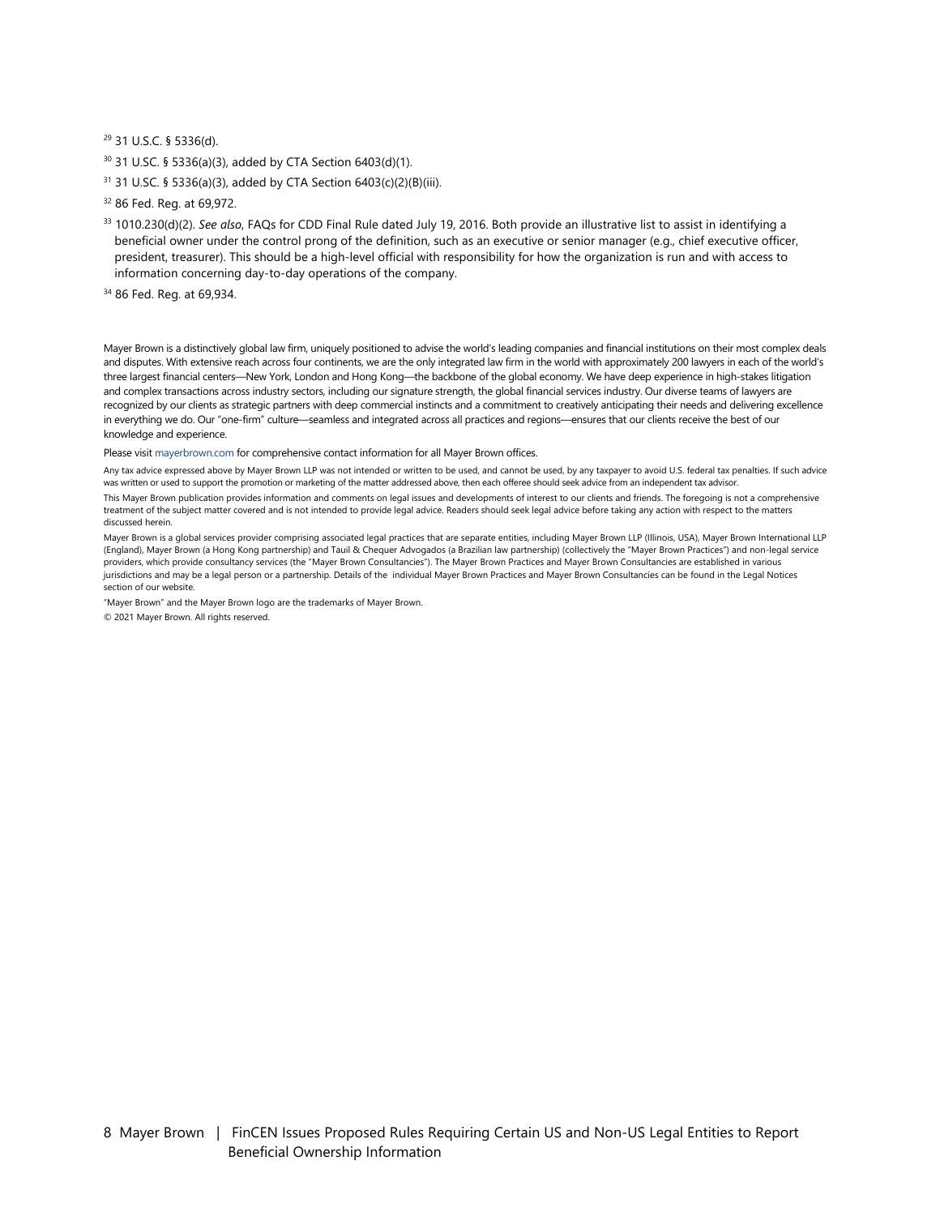[29] 31 U.S.C. § 5336(d).

[30] 31 U.SC. § 5336(a)(3), added by CTA Section 6403(d)(1).

[31] 31 U.SC. § 5336(a)(3), added by CTA Section 6403(c)(2)(B)(iii).

[32] 86 Fed. Reg. at 69,972.

[33] 1010.230(d)(2). *See also*, FAQs for CDD Final Rule dated July 19, 2016. Both provide an illustrative list to assist in identifying a beneficial owner under the control prong of the definition, such as an executive or senior manager (e.g., chief executive officer, president, treasurer). This should be a high-level official with responsibility for how the organization is run and with access to information concerning day-to-day operations of the company.

[34] 86 Fed. Reg. at 69,934.

Mayer Brown is a distinctively global law firm, uniquely positioned to advise the world's leading companies and financial institutions on their most complex deals and disputes. With extensive reach across four continents, we are the only integrated law firm in the world with approximately 200 lawyers in each of the world's three largest financial centers—New York, London and Hong Kong—the backbone of the global economy. We have deep experience in high-stakes litigation and complex transactions across industry sectors, including our signature strength, the global financial services industry. Our diverse teams of lawyers are recognized by our clients as strategic partners with deep commercial instincts and a commitment to creatively anticipating their needs and delivering excellence in everything we do. Our "one-firm" culture—seamless and integrated across all practices and regions—ensures that our clients receive the best of our knowledge and experience.

Please visit mayerbrown.com for comprehensive contact information for all Mayer Brown offices.

Any tax advice expressed above by Mayer Brown LLP was not intended or written to be used, and cannot be used, by any taxpayer to avoid U.S. federal tax penalties. If such advice was written or used to support the promotion or marketing of the matter addressed above, then each offeree should seek advice from an independent tax advisor.

This Mayer Brown publication provides information and comments on legal issues and developments of interest to our clients and friends. The foregoing is not a comprehensive treatment of the subject matter covered and is not intended to provide legal advice. Readers should seek legal advice before taking any action with respect to the matters discussed herein.

Mayer Brown is a global services provider comprising associated legal practices that are separate entities, including Mayer Brown LLP (Illinois, USA), Mayer Brown International LLP (England), Mayer Brown (a Hong Kong partnership) and Tauil & Chequer Advogados (a Brazilian law partnership) (collectively the "Mayer Brown Practices") and non-legal service providers, which provide consultancy services (the "Mayer Brown Consultancies"). The Mayer Brown Practices and Mayer Brown Consultancies are established in various jurisdictions and may be a legal person or a partnership. Details of the individual Mayer Brown Practices and Mayer Brown Consultancies can be found in the Legal Notices section of our website.

"Mayer Brown" and the Mayer Brown logo are the trademarks of Mayer Brown.

© 2021 Mayer Brown. All rights reserved.